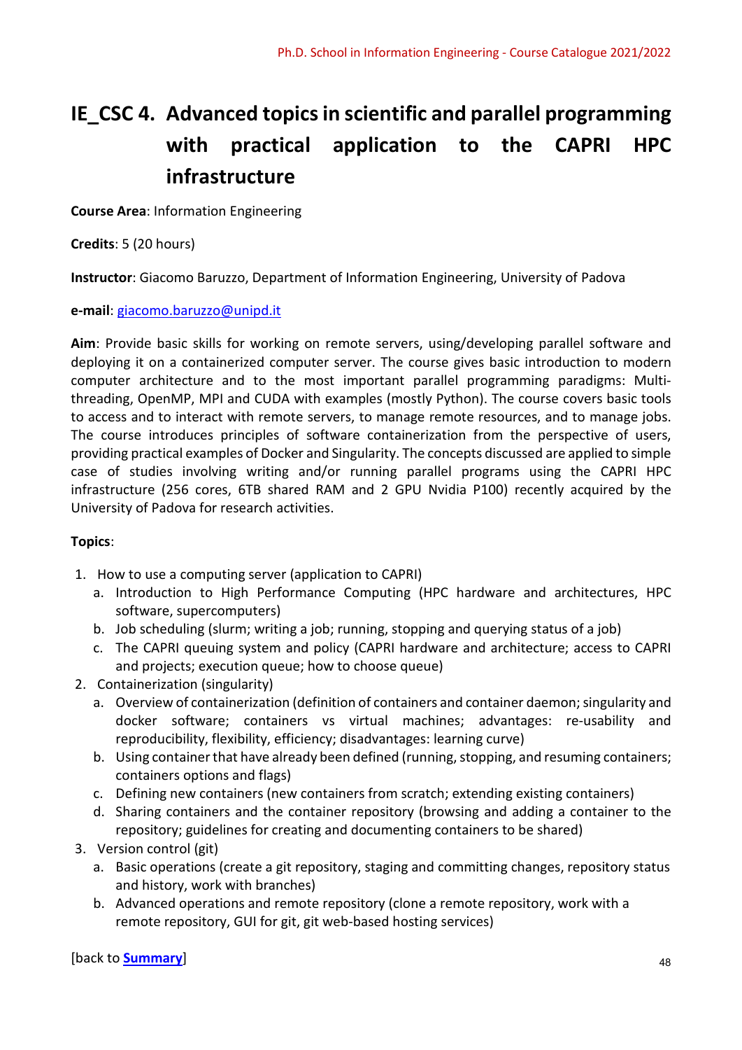# IE_CSC 4. Advanced topics in scientific and parallel programming with practical application to the CAPRI HPC infrastructure

**Course Area**: Information Engineering

**Credits**: 5 (20 hours)

**Instructor**: Giacomo Baruzzo, Department of Information Engineering, University of Padova

**e-mail**: giacomo.baruzzo@unipd.it

**Aim**: Provide basic skills for working on remote servers, using/developing parallel software and deploying it on a containerized computer server. The course gives basic introduction to modern computer architecture and to the most important parallel programming paradigms: Multi-threading, OpenMP, MPI and CUDA with examples (mostly Python). The course covers basic tools to access and to interact with remote servers, to manage remote resources, and to manage jobs. The course introduces principles of software containerization from the perspective of users, providing practical examples of Docker and Singularity. The concepts discussed are applied to simple case of studies involving writing and/or running parallel programs using the CAPRI HPC infrastructure (256 cores, 6TB shared RAM and 2 GPU Nvidia P100) recently acquired by the University of Padova for research activities.

**Topics**:

1. How to use a computing server (application to CAPRI)
   a. Introduction to High Performance Computing (HPC hardware and architectures, HPC software, supercomputers)
   b. Job scheduling (slurm; writing a job; running, stopping and querying status of a job)
   c. The CAPRI queuing system and policy (CAPRI hardware and architecture; access to CAPRI and projects; execution queue; how to choose queue)
2. Containerization (singularity)
   a. Overview of containerization (definition of containers and container daemon; singularity and docker software; containers vs virtual machines; advantages: re-usability and reproducibility, flexibility, efficiency; disadvantages: learning curve)
   b. Using container that have already been defined (running, stopping, and resuming containers; containers options and flags)
   c. Defining new containers (new containers from scratch; extending existing containers)
   d. Sharing containers and the container repository (browsing and adding a container to the repository; guidelines for creating and documenting containers to be shared)
3. Version control (git)
   a. Basic operations (create a git repository, staging and committing changes, repository status and history, work with branches)
   b. Advanced operations and remote repository (clone a remote repository, work with a remote repository, GUI for git, git web-based hosting services)

[back to **Summary**]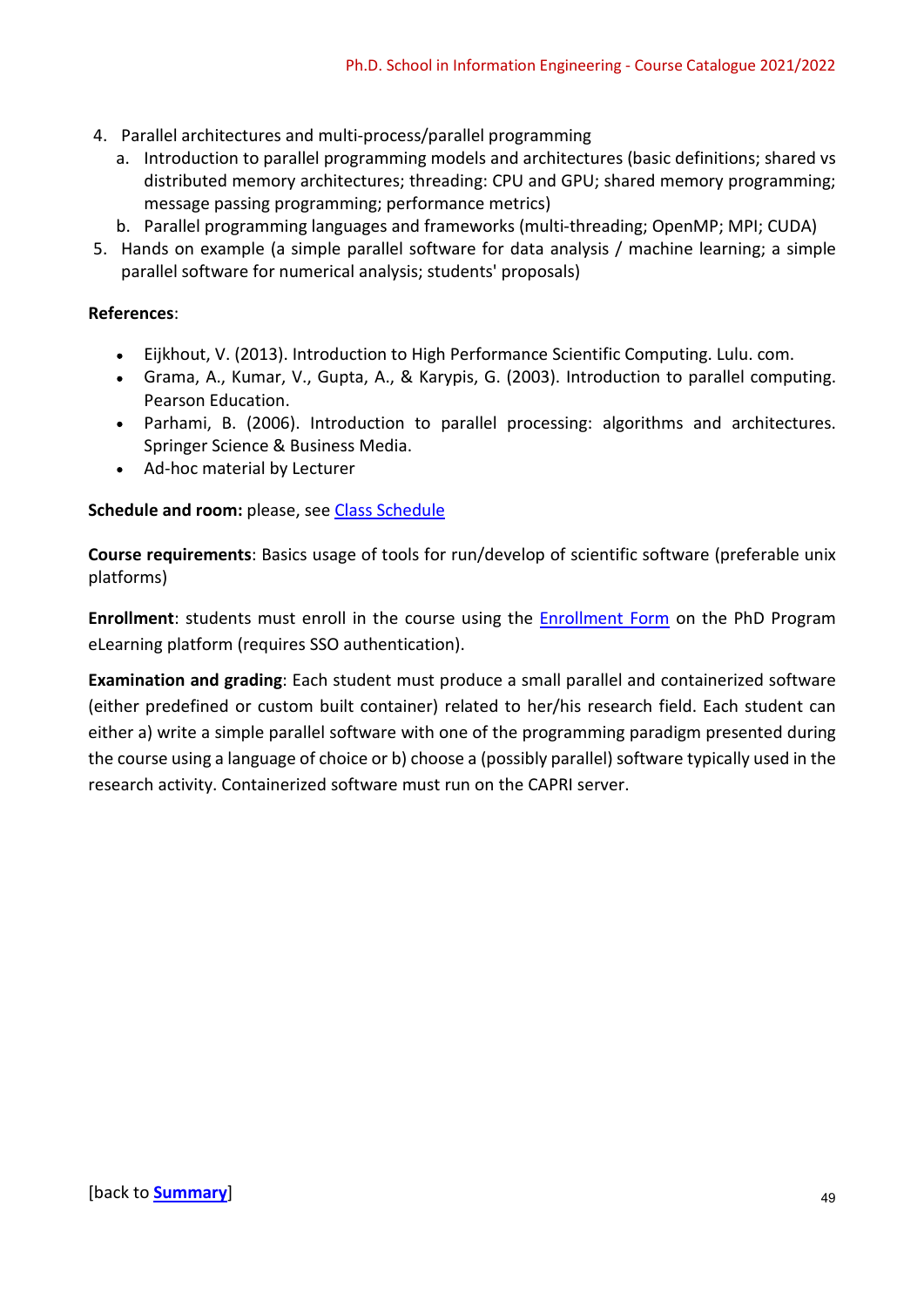4. Parallel architectures and multi-process/parallel programming
   a. Introduction to parallel programming models and architectures (basic definitions; shared vs distributed memory architectures; threading: CPU and GPU; shared memory programming; message passing programming; performance metrics)
   b. Parallel programming languages and frameworks (multi-threading; OpenMP; MPI; CUDA)
5. Hands on example (a simple parallel software for data analysis / machine learning; a simple parallel software for numerical analysis; students' proposals)

**References**:

- Eijkhout, V. (2013). Introduction to High Performance Scientific Computing. Lulu. com.
- Grama, A., Kumar, V., Gupta, A., & Karypis, G. (2003). Introduction to parallel computing. Pearson Education.
- Parhami, B. (2006). Introduction to parallel processing: algorithms and architectures. Springer Science & Business Media.
- Ad-hoc material by Lecturer

**Schedule and room:** please, see Class Schedule

**Course requirements**: Basics usage of tools for run/develop of scientific software (preferable unix platforms)

**Enrollment**: students must enroll in the course using the Enrollment Form on the PhD Program eLearning platform (requires SSO authentication).

**Examination and grading**: Each student must produce a small parallel and containerized software (either predefined or custom built container) related to her/his research field. Each student can either a) write a simple parallel software with one of the programming paradigm presented during the course using a language of choice or b) choose a (possibly parallel) software typically used in the research activity. Containerized software must run on the CAPRI server.

[back to **Summary**]